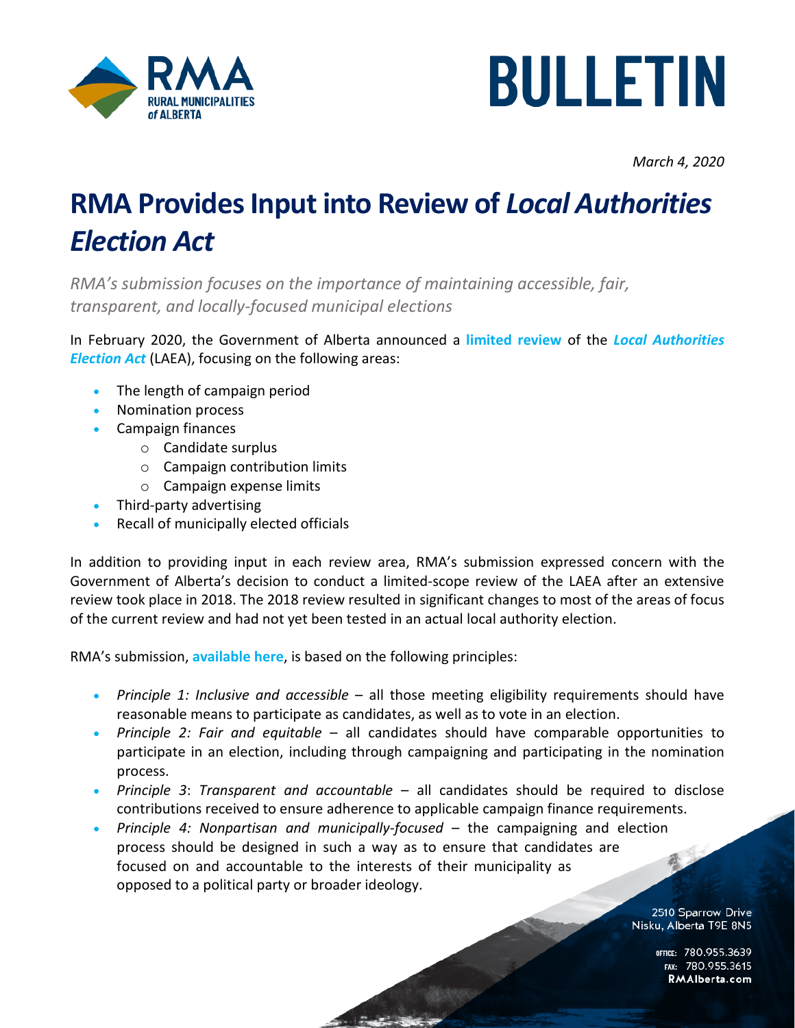# BULLETIN

*March 4, 2020*

# RMA Provides Input into Review of *Local Authorities Election Act*

*RMA's submission focuses on the importance of maintaining accessible, fair, transparent, and locally-focused municipal elections*

In February 2020, the Government of Alberta announced a **limited review** of the ***Local Authorities Election Act*** (LAEA), focusing on the following areas:

- The length of campaign period
- Nomination process
- Campaign finances
    - Candidate surplus
    - Campaign contribution limits
    - Campaign expense limits
- Third-party advertising
- Recall of municipally elected officials

In addition to providing input in each review area, RMA's submission expressed concern with the Government of Alberta's decision to conduct a limited-scope review of the LAEA after an extensive review took place in 2018. The 2018 review resulted in significant changes to most of the areas of focus of the current review and had not yet been tested in an actual local authority election.

RMA's submission, **available here**, is based on the following principles:

- *Principle 1: Inclusive and accessible* – all those meeting eligibility requirements should have reasonable means to participate as candidates, as well as to vote in an election.
- *Principle 2: Fair and equitable* – all candidates should have comparable opportunities to participate in an election, including through campaigning and participating in the nomination process.
- *Principle 3*: *Transparent and accountable* – all candidates should be required to disclose contributions received to ensure adherence to applicable campaign finance requirements.
- *Principle 4: Nonpartisan and municipally-focused* – the campaigning and election process should be designed in such a way as to ensure that candidates are focused on and accountable to the interests of their municipality as opposed to a political party or broader ideology.

2510 Sparrow Drive
Nisku, Alberta T9E 8N5

OFFICE: 780.955.3639
FAX: 780.955.3615
RMAlberta.com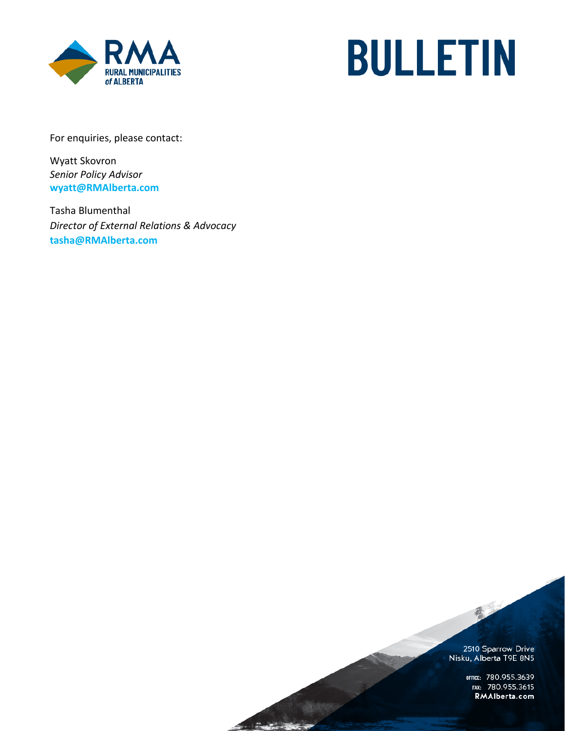# BULLETIN

For enquiries, please contact:

Wyatt Skovron
*Senior Policy Advisor*
**wyatt@RMAlberta.com**

Tasha Blumenthal
*Director of External Relations & Advocacy*
**tasha@RMAlberta.com**

2510 Sparrow Drive
Nisku, Alberta T9E 8N5

OFFICE: 780.955.3639
FAX: 780.955.3615
**RMAlberta.com**